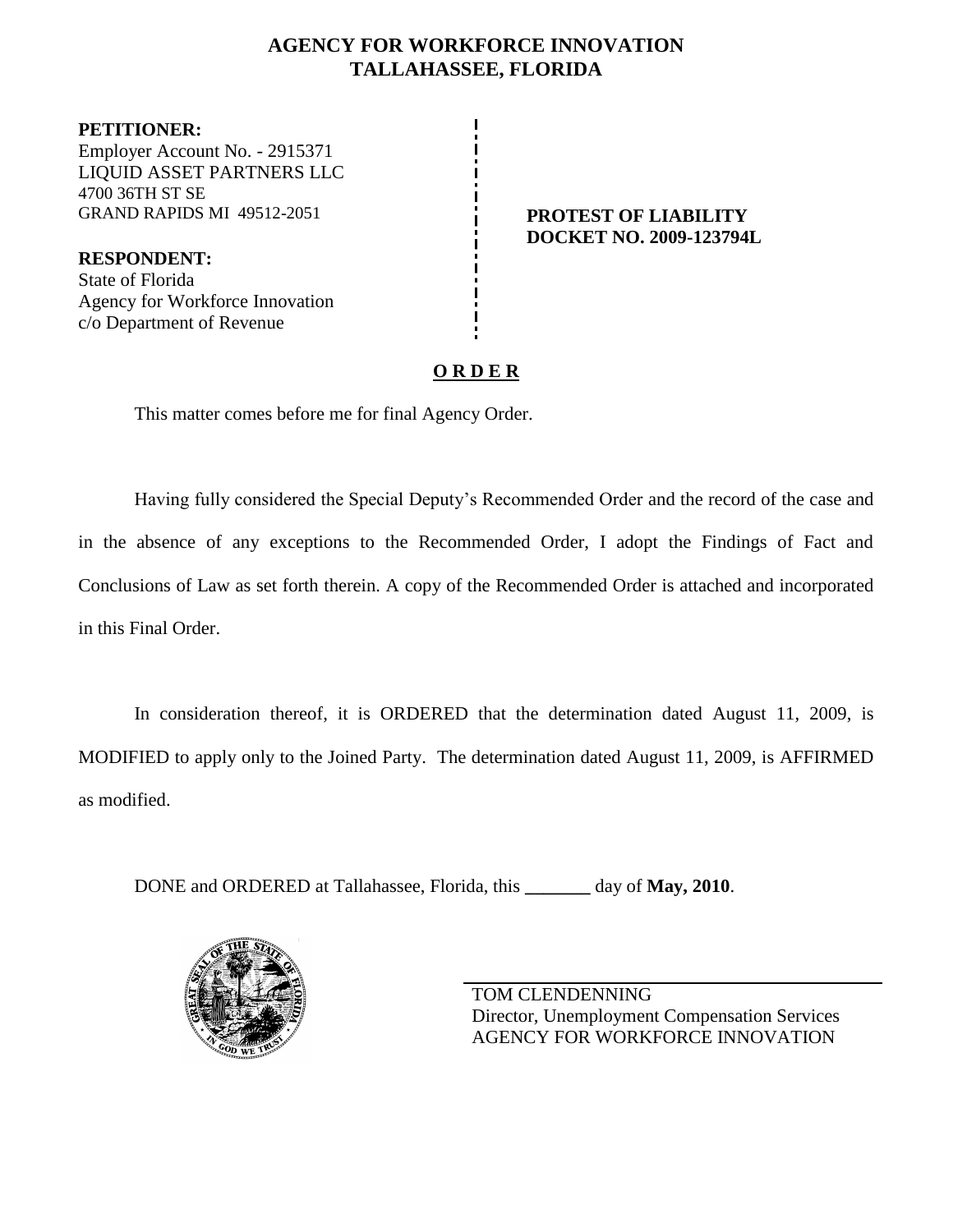# AGENCY FOR WORKFORCE INNOVATION
## TALLAHASSEE, FLORIDA

**PETITIONER:**
Employer Account No. - 2915371
LIQUID ASSET PARTNERS LLC
4700 36TH ST SE
GRAND RAPIDS MI 49512-2051

**RESPONDENT:**
State of Florida
Agency for Workforce Innovation
c/o Department of Revenue

**PROTEST OF LIABILITY**
**DOCKET NO. 2009-123794L**

## O R D E R

This matter comes before me for final Agency Order.

Having fully considered the Special Deputy's Recommended Order and the record of the case and in the absence of any exceptions to the Recommended Order, I adopt the Findings of Fact and Conclusions of Law as set forth therein. A copy of the Recommended Order is attached and incorporated in this Final Order.

In consideration thereof, it is ORDERED that the determination dated August 11, 2009, is MODIFIED to apply only to the Joined Party. The determination dated August 11, 2009, is AFFIRMED as modified.

DONE and ORDERED at Tallahassee, Florida, this _______ day of **May, 2010**.

TOM CLENDENNING
Director, Unemployment Compensation Services
AGENCY FOR WORKFORCE INNOVATION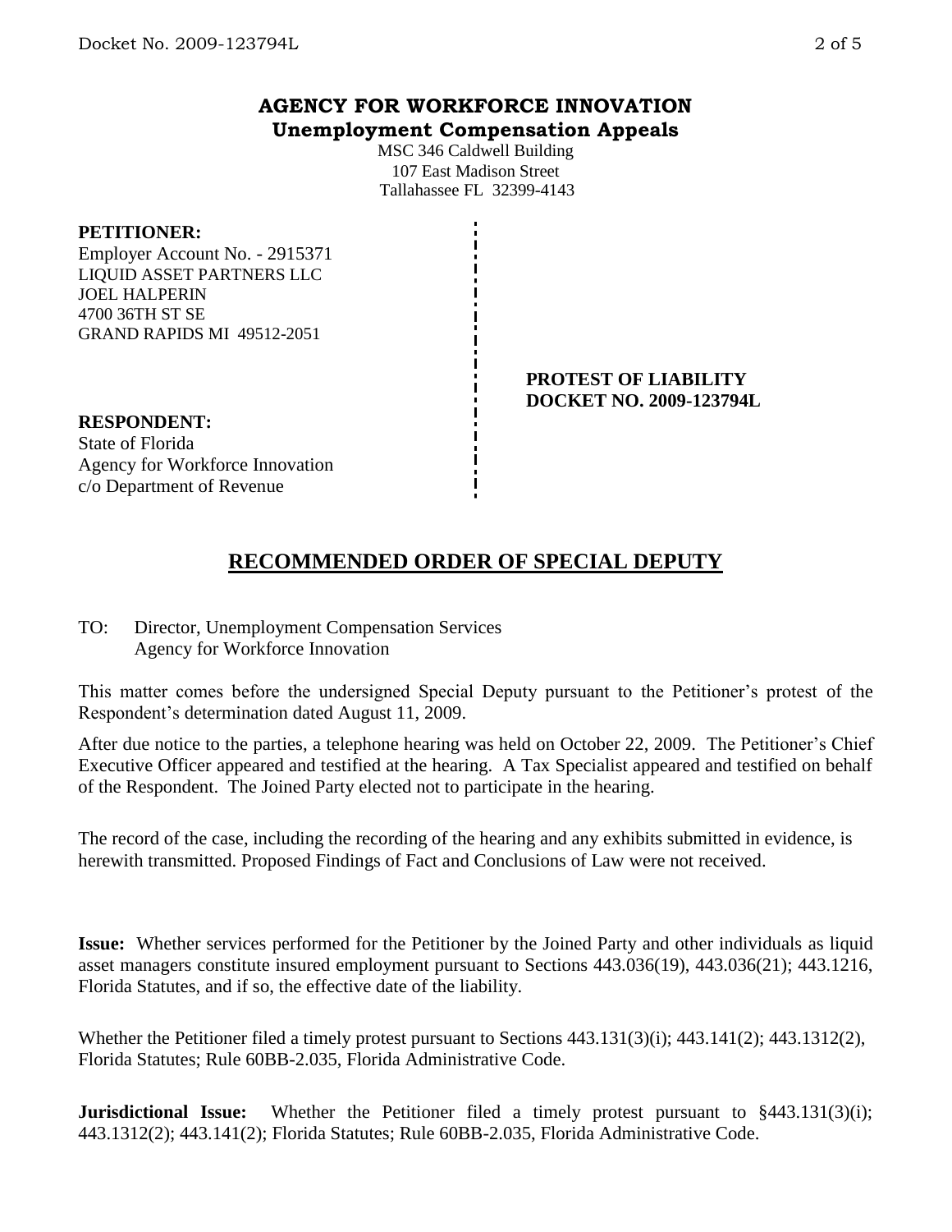# AGENCY FOR WORKFORCE INNOVATION
## Unemployment Compensation Appeals

MSC 346 Caldwell Building
107 East Madison Street
Tallahassee FL 32399-4143

**PETITIONER:**
Employer Account No. - 2915371
LIQUID ASSET PARTNERS LLC
JOEL HALPERIN
4700 36TH ST SE
GRAND RAPIDS MI 49512-2051

**PROTEST OF LIABILITY**
**DOCKET NO. 2009-123794L**

**RESPONDENT:**
State of Florida
Agency for Workforce Innovation
c/o Department of Revenue

## RECOMMENDED ORDER OF SPECIAL DEPUTY

TO: Director, Unemployment Compensation Services
Agency for Workforce Innovation

This matter comes before the undersigned Special Deputy pursuant to the Petitioner's protest of the Respondent's determination dated August 11, 2009.

After due notice to the parties, a telephone hearing was held on October 22, 2009. The Petitioner's Chief Executive Officer appeared and testified at the hearing. A Tax Specialist appeared and testified on behalf of the Respondent. The Joined Party elected not to participate in the hearing.

The record of the case, including the recording of the hearing and any exhibits submitted in evidence, is herewith transmitted. Proposed Findings of Fact and Conclusions of Law were not received.

**Issue:** Whether services performed for the Petitioner by the Joined Party and other individuals as liquid asset managers constitute insured employment pursuant to Sections 443.036(19), 443.036(21); 443.1216, Florida Statutes, and if so, the effective date of the liability.

Whether the Petitioner filed a timely protest pursuant to Sections 443.131(3)(i); 443.141(2); 443.1312(2), Florida Statutes; Rule 60BB-2.035, Florida Administrative Code.

**Jurisdictional Issue:** Whether the Petitioner filed a timely protest pursuant to §443.131(3)(i); 443.1312(2); 443.141(2); Florida Statutes; Rule 60BB-2.035, Florida Administrative Code.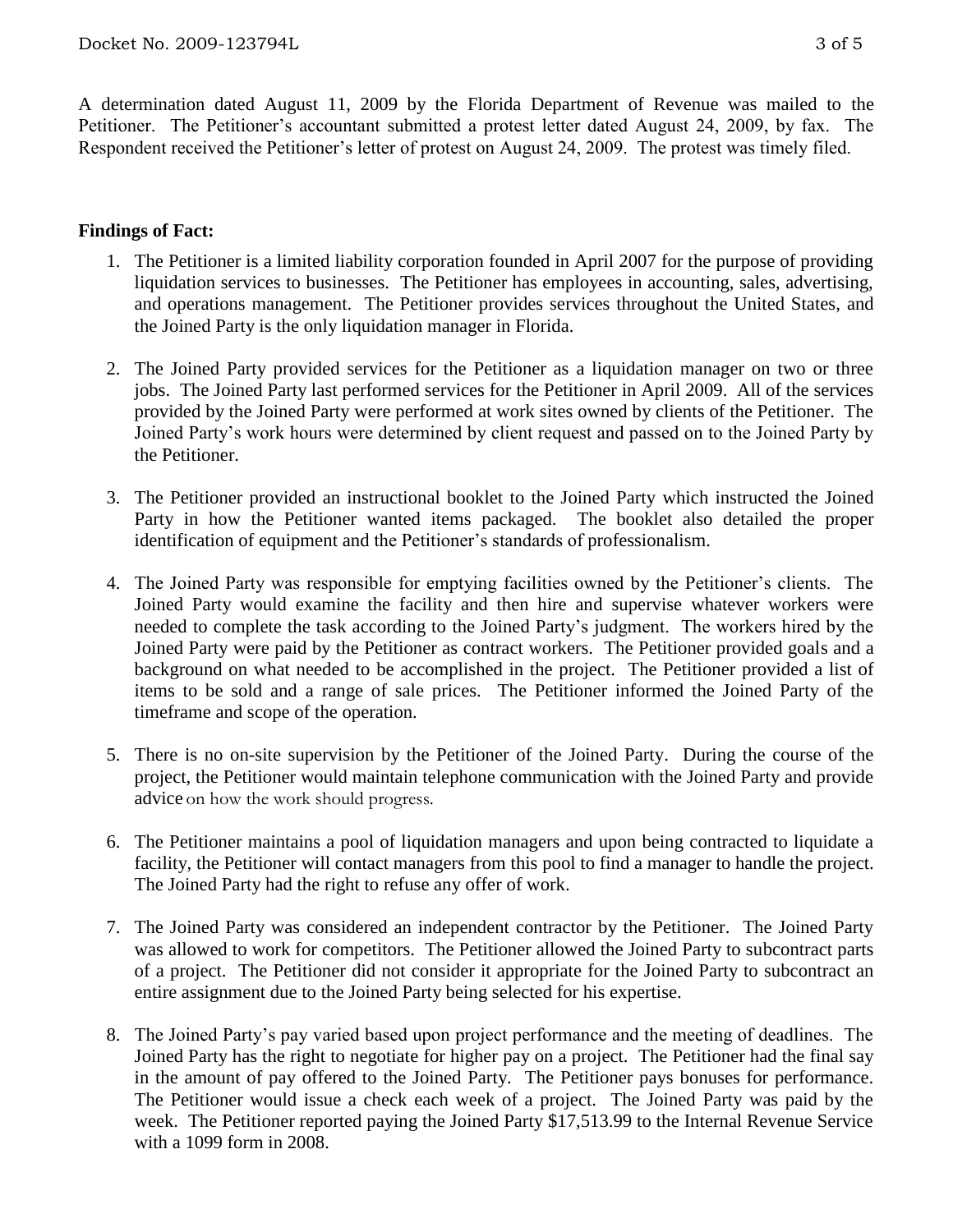A determination dated August 11, 2009 by the Florida Department of Revenue was mailed to the Petitioner. The Petitioner's accountant submitted a protest letter dated August 24, 2009, by fax. The Respondent received the Petitioner's letter of protest on August 24, 2009. The protest was timely filed.

**Findings of Fact:**

1. The Petitioner is a limited liability corporation founded in April 2007 for the purpose of providing liquidation services to businesses. The Petitioner has employees in accounting, sales, advertising, and operations management. The Petitioner provides services throughout the United States, and the Joined Party is the only liquidation manager in Florida.
2. The Joined Party provided services for the Petitioner as a liquidation manager on two or three jobs. The Joined Party last performed services for the Petitioner in April 2009. All of the services provided by the Joined Party were performed at work sites owned by clients of the Petitioner. The Joined Party's work hours were determined by client request and passed on to the Joined Party by the Petitioner.
3. The Petitioner provided an instructional booklet to the Joined Party which instructed the Joined Party in how the Petitioner wanted items packaged. The booklet also detailed the proper identification of equipment and the Petitioner's standards of professionalism.
4. The Joined Party was responsible for emptying facilities owned by the Petitioner's clients. The Joined Party would examine the facility and then hire and supervise whatever workers were needed to complete the task according to the Joined Party's judgment. The workers hired by the Joined Party were paid by the Petitioner as contract workers. The Petitioner provided goals and a background on what needed to be accomplished in the project. The Petitioner provided a list of items to be sold and a range of sale prices. The Petitioner informed the Joined Party of the timeframe and scope of the operation.
5. There is no on-site supervision by the Petitioner of the Joined Party. During the course of the project, the Petitioner would maintain telephone communication with the Joined Party and provide advice on how the work should progress.
6. The Petitioner maintains a pool of liquidation managers and upon being contracted to liquidate a facility, the Petitioner will contact managers from this pool to find a manager to handle the project. The Joined Party had the right to refuse any offer of work.
7. The Joined Party was considered an independent contractor by the Petitioner. The Joined Party was allowed to work for competitors. The Petitioner allowed the Joined Party to subcontract parts of a project. The Petitioner did not consider it appropriate for the Joined Party to subcontract an entire assignment due to the Joined Party being selected for his expertise.
8. The Joined Party's pay varied based upon project performance and the meeting of deadlines. The Joined Party has the right to negotiate for higher pay on a project. The Petitioner had the final say in the amount of pay offered to the Joined Party. The Petitioner pays bonuses for performance. The Petitioner would issue a check each week of a project. The Joined Party was paid by the week. The Petitioner reported paying the Joined Party $17,513.99 to the Internal Revenue Service with a 1099 form in 2008.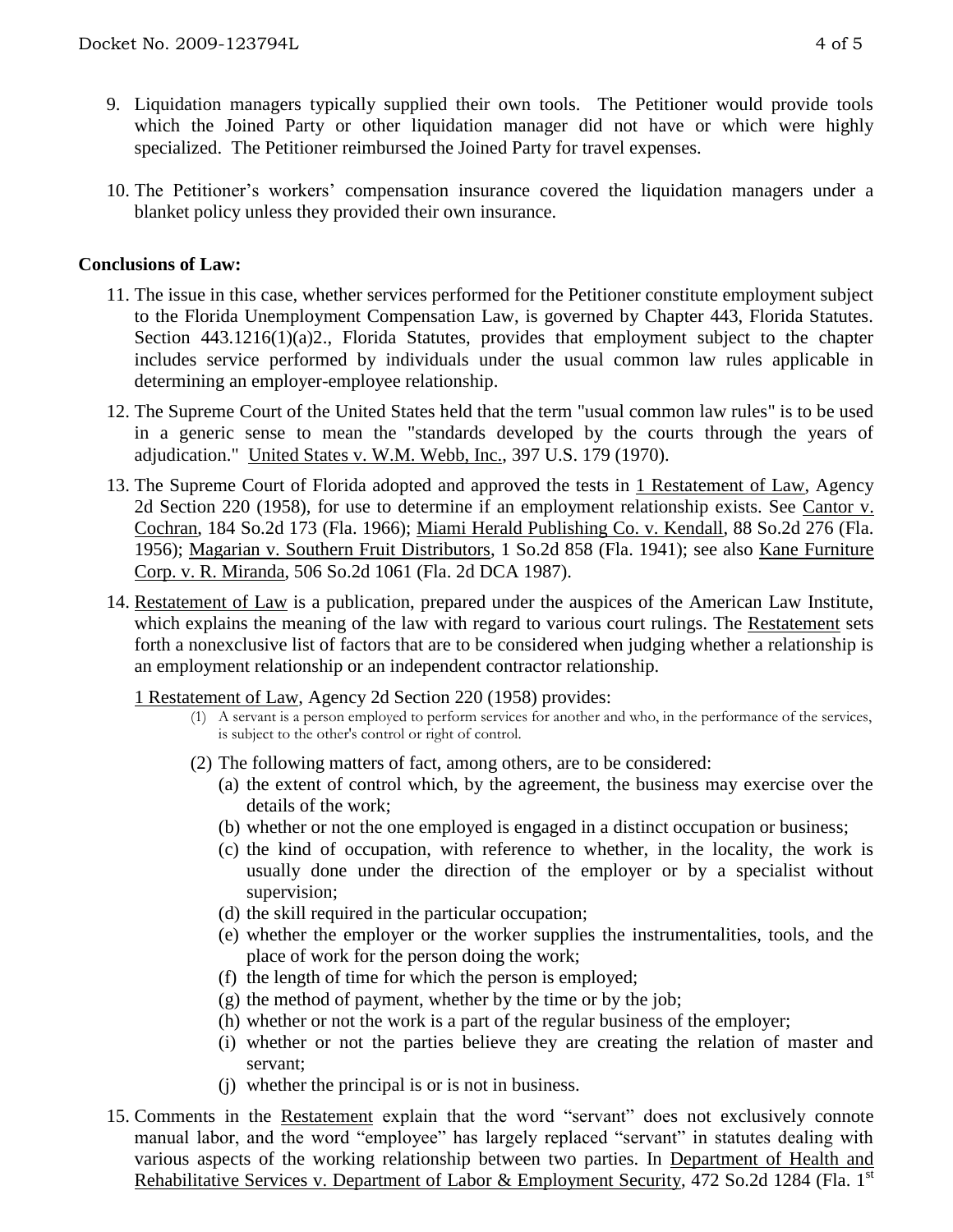9. Liquidation managers typically supplied their own tools. The Petitioner would provide tools which the Joined Party or other liquidation manager did not have or which were highly specialized. The Petitioner reimbursed the Joined Party for travel expenses.

10. The Petitioner's workers' compensation insurance covered the liquidation managers under a blanket policy unless they provided their own insurance.

**Conclusions of Law:**

11. The issue in this case, whether services performed for the Petitioner constitute employment subject to the Florida Unemployment Compensation Law, is governed by Chapter 443, Florida Statutes. Section 443.1216(1)(a)2., Florida Statutes, provides that employment subject to the chapter includes service performed by individuals under the usual common law rules applicable in determining an employer-employee relationship.

12. The Supreme Court of the United States held that the term "usual common law rules" is to be used in a generic sense to mean the "standards developed by the courts through the years of adjudication." United States v. W.M. Webb, Inc., 397 U.S. 179 (1970).

13. The Supreme Court of Florida adopted and approved the tests in 1 Restatement of Law, Agency 2d Section 220 (1958), for use to determine if an employment relationship exists. See Cantor v. Cochran, 184 So.2d 173 (Fla. 1966); Miami Herald Publishing Co. v. Kendall, 88 So.2d 276 (Fla. 1956); Magarian v. Southern Fruit Distributors, 1 So.2d 858 (Fla. 1941); see also Kane Furniture Corp. v. R. Miranda, 506 So.2d 1061 (Fla. 2d DCA 1987).

14. Restatement of Law is a publication, prepared under the auspices of the American Law Institute, which explains the meaning of the law with regard to various court rulings. The Restatement sets forth a nonexclusive list of factors that are to be considered when judging whether a relationship is an employment relationship or an independent contractor relationship.

    1 Restatement of Law, Agency 2d Section 220 (1958) provides:

    (1) A servant is a person employed to perform services for another and who, in the performance of the services, is subject to the other's control or right of control.

    (2) The following matters of fact, among others, are to be considered:
    (a) the extent of control which, by the agreement, the business may exercise over the details of the work;
    (b) whether or not the one employed is engaged in a distinct occupation or business;
    (c) the kind of occupation, with reference to whether, in the locality, the work is usually done under the direction of the employer or by a specialist without supervision;
    (d) the skill required in the particular occupation;
    (e) whether the employer or the worker supplies the instrumentalities, tools, and the place of work for the person doing the work;
    (f) the length of time for which the person is employed;
    (g) the method of payment, whether by the time or by the job;
    (h) whether or not the work is a part of the regular business of the employer;
    (i) whether or not the parties believe they are creating the relation of master and servant;
    (j) whether the principal is or is not in business.

15. Comments in the Restatement explain that the word "servant" does not exclusively connote manual labor, and the word "employee" has largely replaced "servant" in statutes dealing with various aspects of the working relationship between two parties. In Department of Health and Rehabilitative Services v. Department of Labor & Employment Security, 472 So.2d 1284 (Fla. 1st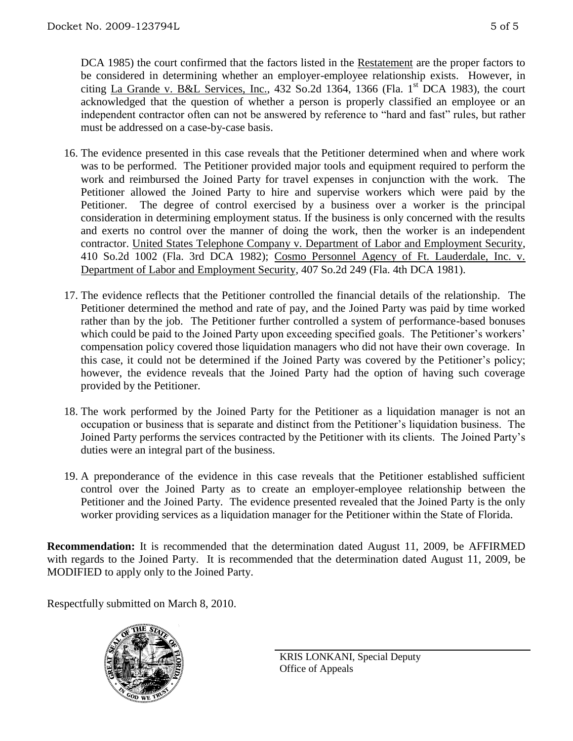DCA 1985) the court confirmed that the factors listed in the Restatement are the proper factors to be considered in determining whether an employer-employee relationship exists. However, in citing La Grande v. B&L Services, Inc., 432 So.2d 1364, 1366 (Fla. 1st DCA 1983), the court acknowledged that the question of whether a person is properly classified an employee or an independent contractor often can not be answered by reference to "hard and fast" rules, but rather must be addressed on a case-by-case basis.

16. The evidence presented in this case reveals that the Petitioner determined when and where work was to be performed. The Petitioner provided major tools and equipment required to perform the work and reimbursed the Joined Party for travel expenses in conjunction with the work. The Petitioner allowed the Joined Party to hire and supervise workers which were paid by the Petitioner. The degree of control exercised by a business over a worker is the principal consideration in determining employment status. If the business is only concerned with the results and exerts no control over the manner of doing the work, then the worker is an independent contractor. United States Telephone Company v. Department of Labor and Employment Security, 410 So.2d 1002 (Fla. 3rd DCA 1982); Cosmo Personnel Agency of Ft. Lauderdale, Inc. v. Department of Labor and Employment Security, 407 So.2d 249 (Fla. 4th DCA 1981).

17. The evidence reflects that the Petitioner controlled the financial details of the relationship. The Petitioner determined the method and rate of pay, and the Joined Party was paid by time worked rather than by the job. The Petitioner further controlled a system of performance-based bonuses which could be paid to the Joined Party upon exceeding specified goals. The Petitioner's workers' compensation policy covered those liquidation managers who did not have their own coverage. In this case, it could not be determined if the Joined Party was covered by the Petitioner's policy; however, the evidence reveals that the Joined Party had the option of having such coverage provided by the Petitioner.

18. The work performed by the Joined Party for the Petitioner as a liquidation manager is not an occupation or business that is separate and distinct from the Petitioner's liquidation business. The Joined Party performs the services contracted by the Petitioner with its clients. The Joined Party's duties were an integral part of the business.

19. A preponderance of the evidence in this case reveals that the Petitioner established sufficient control over the Joined Party as to create an employer-employee relationship between the Petitioner and the Joined Party. The evidence presented revealed that the Joined Party is the only worker providing services as a liquidation manager for the Petitioner within the State of Florida.

**Recommendation:** It is recommended that the determination dated August 11, 2009, be AFFIRMED with regards to the Joined Party. It is recommended that the determination dated August 11, 2009, be MODIFIED to apply only to the Joined Party.

Respectfully submitted on March 8, 2010.

KRIS LONKANI, Special Deputy
Office of Appeals